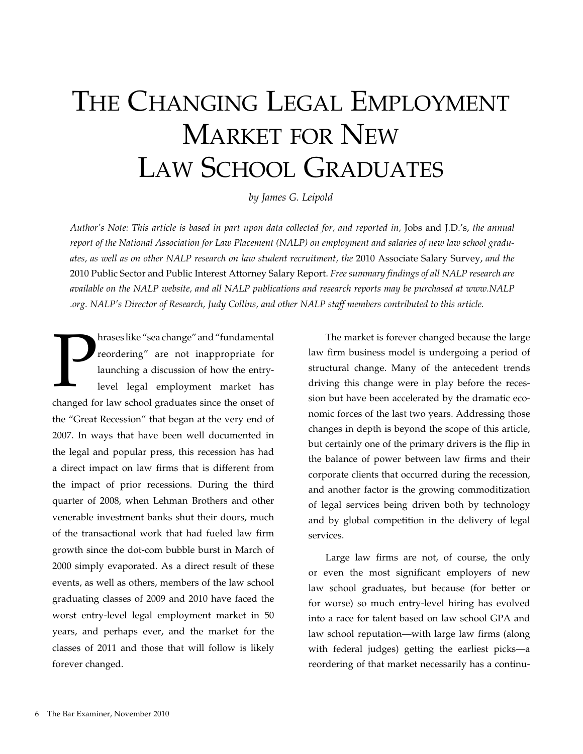# The Changing Legal Employment Market for New Law School Graduates

*by James G. Leipold*

*Author's Note: This article is based in part upon data collected for, and reported in,* Jobs and J.D.'s, *the annual report of the National Association for Law Placement (NALP) on employment and salaries of new law school graduates, as well as on other NALP research on law student recruitment, the* 2010 Associate Salary Survey, *and the* 2010 Public Sector and Public Interest Attorney Salary Report. *Free summary findings of all NALP research are available on the NALP website, and all NALP publications and research reports may be purchased at www.NALP.org. NALP's Director of Research, Judy Collins, and other NALP staff members contributed to this article.*

Phrases like "sea change" and "fundamental reordering" are not inappropriate for launching a discussion of how the entry-level legal employment market has changed for law school graduates since the onset of the "Great Recession" that began at the very end of 2007. In ways that have been well documented in the legal and popular press, this recession has had a direct impact on law firms that is different from the impact of prior recessions. During the third quarter of 2008, when Lehman Brothers and other venerable investment banks shut their doors, much of the transactional work that had fueled law firm growth since the dot-com bubble burst in March of 2000 simply evaporated. As a direct result of these events, as well as others, members of the law school graduating classes of 2009 and 2010 have faced the worst entry-level legal employment market in 50 years, and perhaps ever, and the market for the classes of 2011 and those that will follow is likely forever changed.

The market is forever changed because the large law firm business model is undergoing a period of structural change. Many of the antecedent trends driving this change were in play before the recession but have been accelerated by the dramatic economic forces of the last two years. Addressing those changes in depth is beyond the scope of this article, but certainly one of the primary drivers is the flip in the balance of power between law firms and their corporate clients that occurred during the recession, and another factor is the growing commoditization of legal services being driven both by technology and by global competition in the delivery of legal services.

Large law firms are not, of course, the only or even the most significant employers of new law school graduates, but because (for better or for worse) so much entry-level hiring has evolved into a race for talent based on law school GPA and law school reputation—with large law firms (along with federal judges) getting the earliest picks—a reordering of that market necessarily has a continu-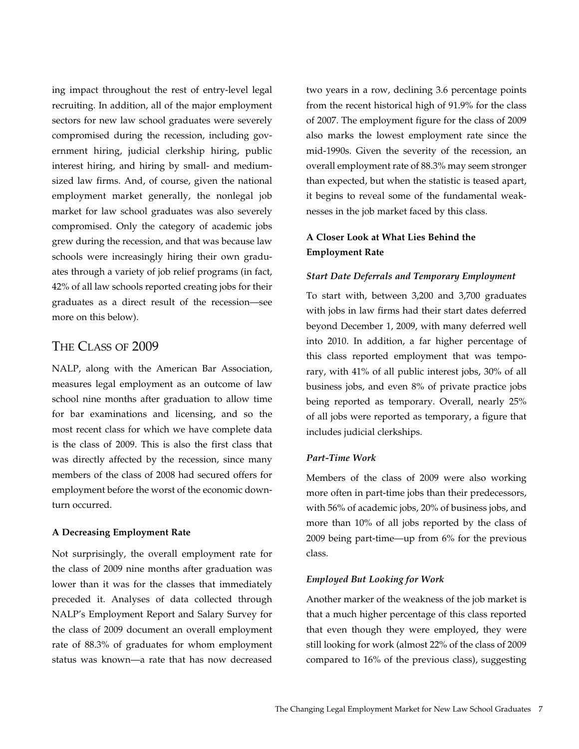ing impact throughout the rest of entry-level legal recruiting. In addition, all of the major employment sectors for new law school graduates were severely compromised during the recession, including government hiring, judicial clerkship hiring, public interest hiring, and hiring by small- and medium-sized law firms. And, of course, given the national employment market generally, the nonlegal job market for law school graduates was also severely compromised. Only the category of academic jobs grew during the recession, and that was because law schools were increasingly hiring their own graduates through a variety of job relief programs (in fact, 42% of all law schools reported creating jobs for their graduates as a direct result of the recession—see more on this below).

## The Class of 2009

NALP, along with the American Bar Association, measures legal employment as an outcome of law school nine months after graduation to allow time for bar examinations and licensing, and so the most recent class for which we have complete data is the class of 2009. This is also the first class that was directly affected by the recession, since many members of the class of 2008 had secured offers for employment before the worst of the economic downturn occurred.

### A Decreasing Employment Rate

Not surprisingly, the overall employment rate for the class of 2009 nine months after graduation was lower than it was for the classes that immediately preceded it. Analyses of data collected through NALP's Employment Report and Salary Survey for the class of 2009 document an overall employment rate of 88.3% of graduates for whom employment status was known—a rate that has now decreased two years in a row, declining 3.6 percentage points from the recent historical high of 91.9% for the class of 2007. The employment figure for the class of 2009 also marks the lowest employment rate since the mid-1990s. Given the severity of the recession, an overall employment rate of 88.3% may seem stronger than expected, but when the statistic is teased apart, it begins to reveal some of the fundamental weaknesses in the job market faced by this class.

### A Closer Look at What Lies Behind the Employment Rate

#### *Start Date Deferrals and Temporary Employment*

To start with, between 3,200 and 3,700 graduates with jobs in law firms had their start dates deferred beyond December 1, 2009, with many deferred well into 2010. In addition, a far higher percentage of this class reported employment that was temporary, with 41% of all public interest jobs, 30% of all business jobs, and even 8% of private practice jobs being reported as temporary. Overall, nearly 25% of all jobs were reported as temporary, a figure that includes judicial clerkships.

#### *Part-Time Work*

Members of the class of 2009 were also working more often in part-time jobs than their predecessors, with 56% of academic jobs, 20% of business jobs, and more than 10% of all jobs reported by the class of 2009 being part-time—up from 6% for the previous class.

#### *Employed But Looking for Work*

Another marker of the weakness of the job market is that a much higher percentage of this class reported that even though they were employed, they were still looking for work (almost 22% of the class of 2009 compared to 16% of the previous class), suggesting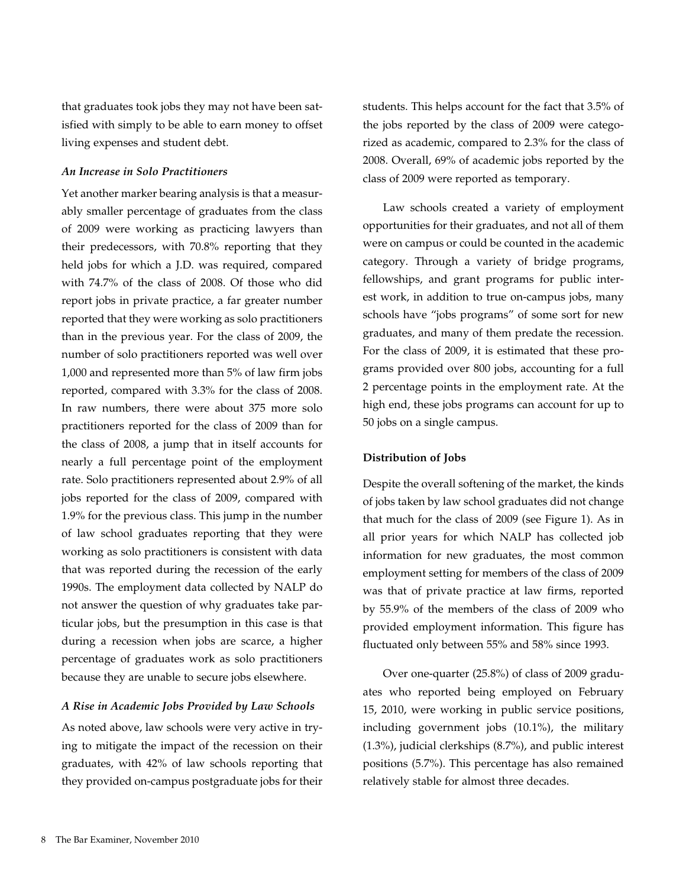that graduates took jobs they may not have been satisfied with simply to be able to earn money to offset living expenses and student debt.

### *An Increase in Solo Practitioners*

Yet another marker bearing analysis is that a measurably smaller percentage of graduates from the class of 2009 were working as practicing lawyers than their predecessors, with 70.8% reporting that they held jobs for which a J.D. was required, compared with 74.7% of the class of 2008. Of those who did report jobs in private practice, a far greater number reported that they were working as solo practitioners than in the previous year. For the class of 2009, the number of solo practitioners reported was well over 1,000 and represented more than 5% of law firm jobs reported, compared with 3.3% for the class of 2008. In raw numbers, there were about 375 more solo practitioners reported for the class of 2009 than for the class of 2008, a jump that in itself accounts for nearly a full percentage point of the employment rate. Solo practitioners represented about 2.9% of all jobs reported for the class of 2009, compared with 1.9% for the previous class. This jump in the number of law school graduates reporting that they were working as solo practitioners is consistent with data that was reported during the recession of the early 1990s. The employment data collected by NALP do not answer the question of why graduates take particular jobs, but the presumption in this case is that during a recession when jobs are scarce, a higher percentage of graduates work as solo practitioners because they are unable to secure jobs elsewhere.

### *A Rise in Academic Jobs Provided by Law Schools*

As noted above, law schools were very active in trying to mitigate the impact of the recession on their graduates, with 42% of law schools reporting that they provided on-campus postgraduate jobs for their students. This helps account for the fact that 3.5% of the jobs reported by the class of 2009 were categorized as academic, compared to 2.3% for the class of 2008. Overall, 69% of academic jobs reported by the class of 2009 were reported as temporary.

Law schools created a variety of employment opportunities for their graduates, and not all of them were on campus or could be counted in the academic category. Through a variety of bridge programs, fellowships, and grant programs for public interest work, in addition to true on-campus jobs, many schools have "jobs programs" of some sort for new graduates, and many of them predate the recession. For the class of 2009, it is estimated that these programs provided over 800 jobs, accounting for a full 2 percentage points in the employment rate. At the high end, these jobs programs can account for up to 50 jobs on a single campus.

### **Distribution of Jobs**

Despite the overall softening of the market, the kinds of jobs taken by law school graduates did not change that much for the class of 2009 (see Figure 1). As in all prior years for which NALP has collected job information for new graduates, the most common employment setting for members of the class of 2009 was that of private practice at law firms, reported by 55.9% of the members of the class of 2009 who provided employment information. This figure has fluctuated only between 55% and 58% since 1993.

Over one-quarter (25.8%) of class of 2009 graduates who reported being employed on February 15, 2010, were working in public service positions, including government jobs (10.1%), the military (1.3%), judicial clerkships (8.7%), and public interest positions (5.7%). This percentage has also remained relatively stable for almost three decades.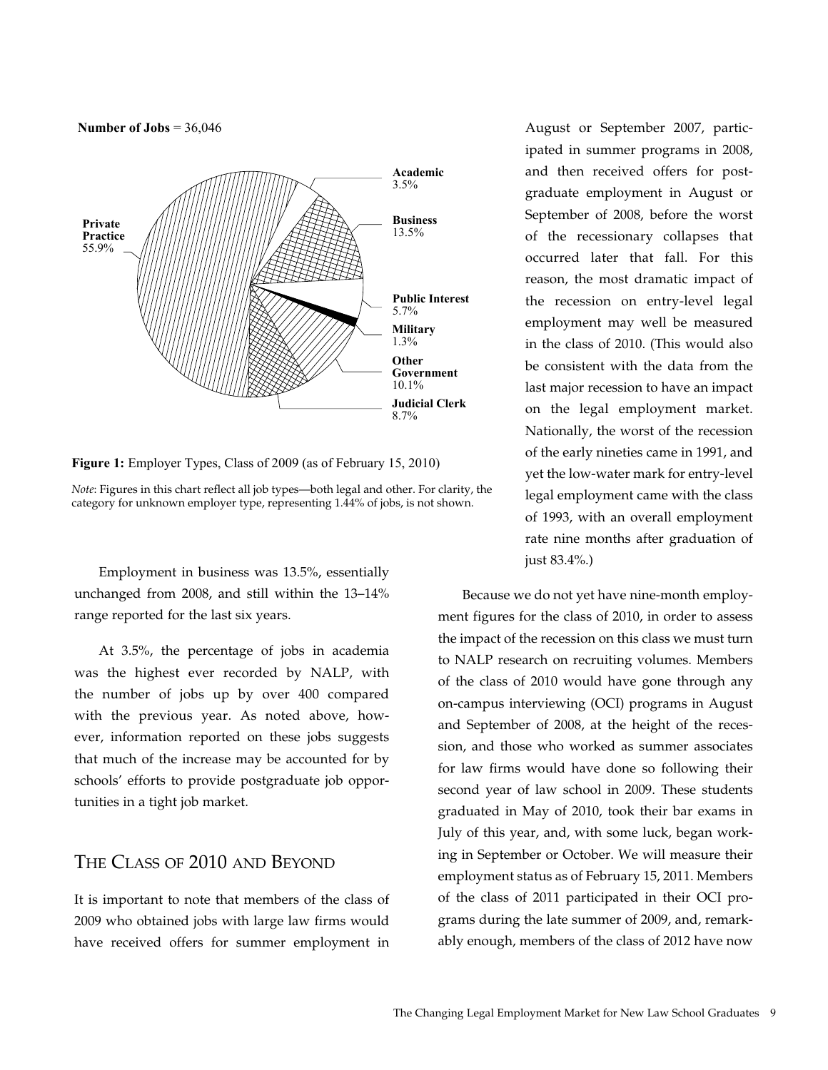**Number of Jobs** = 36,046

**Academic** 3.5%
**Business** 13.5%
**Public Interest** 5.7%
**Military** 1.3%
**Other Government** 10.1%
**Judicial Clerk** 8.7%
**Private Practice** 55.9%

**Figure 1:** Employer Types, Class of 2009 (as of February 15, 2010)

*Note*: Figures in this chart reflect all job types—both legal and other. For clarity, the category for unknown employer type, representing 1.44% of jobs, is not shown.

Employment in business was 13.5%, essentially unchanged from 2008, and still within the 13–14% range reported for the last six years.

At 3.5%, the percentage of jobs in academia was the highest ever recorded by NALP, with the number of jobs up by over 400 compared with the previous year. As noted above, however, information reported on these jobs suggests that much of the increase may be accounted for by schools' efforts to provide postgraduate job opportunities in a tight job market.

## The Class of 2010 and Beyond

It is important to note that members of the class of 2009 who obtained jobs with large law firms would have received offers for summer employment in August or September 2007, participated in summer programs in 2008, and then received offers for postgraduate employment in August or September of 2008, before the worst of the recessionary collapses that occurred later that fall. For this reason, the most dramatic impact of the recession on entry-level legal employment may well be measured in the class of 2010. (This would also be consistent with the data from the last major recession to have an impact on the legal employment market. Nationally, the worst of the recession of the early nineties came in 1991, and yet the low-water mark for entry-level legal employment came with the class of 1993, with an overall employment rate nine months after graduation of just 83.4%.)

Because we do not yet have nine-month employment figures for the class of 2010, in order to assess the impact of the recession on this class we must turn to NALP research on recruiting volumes. Members of the class of 2010 would have gone through any on-campus interviewing (OCI) programs in August and September of 2008, at the height of the recession, and those who worked as summer associates for law firms would have done so following their second year of law school in 2009. These students graduated in May of 2010, took their bar exams in July of this year, and, with some luck, began working in September or October. We will measure their employment status as of February 15, 2011. Members of the class of 2011 participated in their OCI programs during the late summer of 2009, and, remarkably enough, members of the class of 2012 have now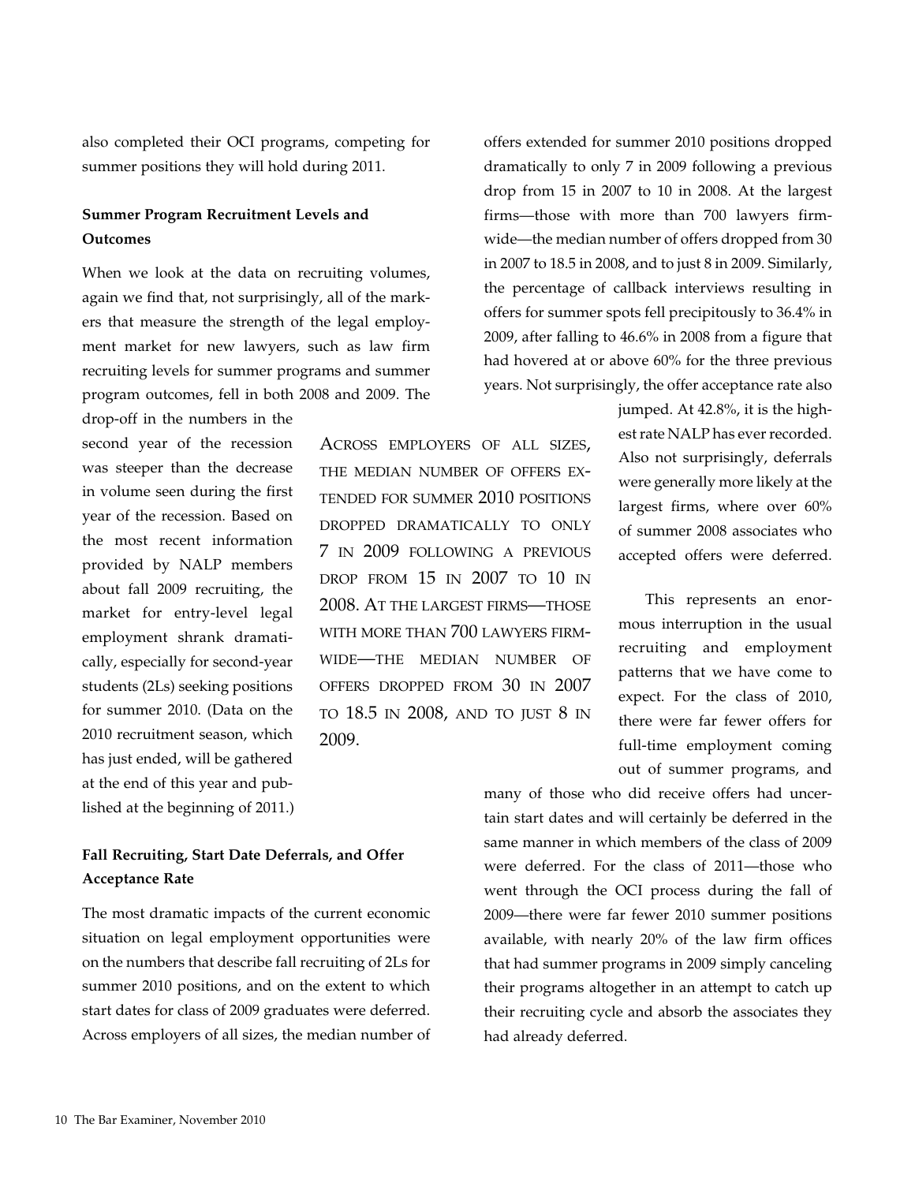also completed their OCI programs, competing for summer positions they will hold during 2011.

**Summer Program Recruitment Levels and Outcomes**

When we look at the data on recruiting volumes, again we find that, not surprisingly, all of the markers that measure the strength of the legal employment market for new lawyers, such as law firm recruiting levels for summer programs and summer program outcomes, fell in both 2008 and 2009. The drop-off in the numbers in the second year of the recession was steeper than the decrease in volume seen during the first year of the recession. Based on the most recent information provided by NALP members about fall 2009 recruiting, the market for entry-level legal employment shrank dramatically, especially for second-year students (2Ls) seeking positions for summer 2010. (Data on the 2010 recruitment season, which has just ended, will be gathered at the end of this year and published at the beginning of 2011.)

**Fall Recruiting, Start Date Deferrals, and Offer Acceptance Rate**

The most dramatic impacts of the current economic situation on legal employment opportunities were on the numbers that describe fall recruiting of 2Ls for summer 2010 positions, and on the extent to which start dates for class of 2009 graduates were deferred. Across employers of all sizes, the median number of offers extended for summer 2010 positions dropped dramatically to only 7 in 2009 following a previous drop from 15 in 2007 to 10 in 2008. At the largest firms—those with more than 700 lawyers firmwide—the median number of offers dropped from 30 in 2007 to 18.5 in 2008, and to just 8 in 2009. Similarly, the percentage of callback interviews resulting in offers for summer spots fell precipitously to 36.4% in 2009, after falling to 46.6% in 2008 from a figure that had hovered at or above 60% for the three previous years. Not surprisingly, the offer acceptance rate also jumped. At 42.8%, it is the highest rate NALP has ever recorded. Also not surprisingly, deferrals were generally more likely at the largest firms, where over 60% of summer 2008 associates who accepted offers were deferred.

> Across employers of all sizes, the median number of offers extended for summer 2010 positions dropped dramatically to only 7 in 2009 following a previous drop from 15 in 2007 to 10 in 2008. At the largest firms—those with more than 700 lawyers firmwide—the median number of offers dropped from 30 in 2007 to 18.5 in 2008, and to just 8 in 2009.

This represents an enormous interruption in the usual recruiting and employment patterns that we have come to expect. For the class of 2010, there were far fewer offers for full-time employment coming out of summer programs, and many of those who did receive offers had uncertain start dates and will certainly be deferred in the same manner in which members of the class of 2009 were deferred. For the class of 2011—those who went through the OCI process during the fall of 2009—there were far fewer 2010 summer positions available, with nearly 20% of the law firm offices that had summer programs in 2009 simply canceling their programs altogether in an attempt to catch up their recruiting cycle and absorb the associates they had already deferred.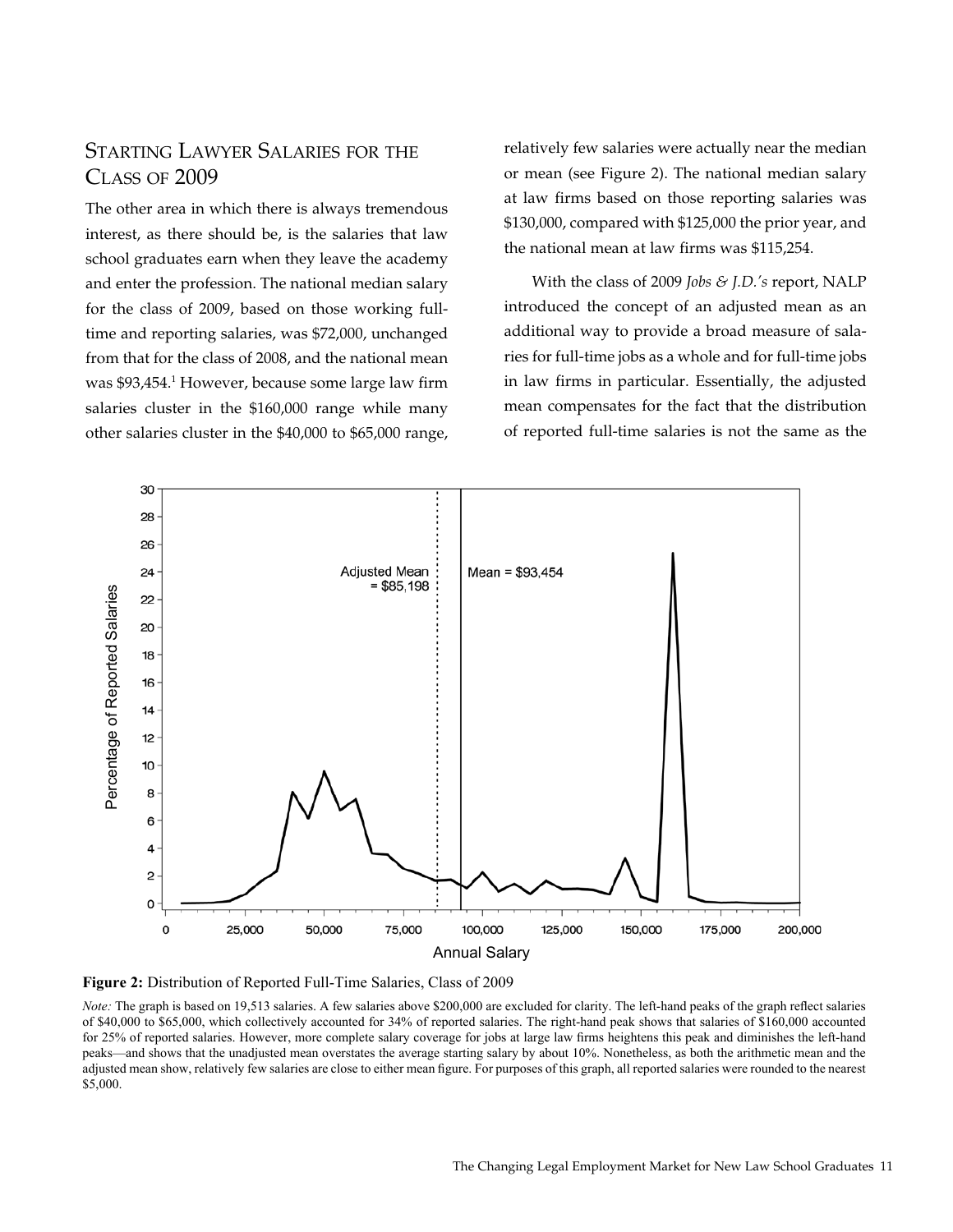## Starting Lawyer Salaries for the Class of 2009

The other area in which there is always tremendous interest, as there should be, is the salaries that law school graduates earn when they leave the academy and enter the profession. The national median salary for the class of 2009, based on those working full-time and reporting salaries, was $72,000, unchanged from that for the class of 2008, and the national mean was $93,454.[1] However, because some large law firm salaries cluster in the $160,000 range while many other salaries cluster in the $40,000 to $65,000 range, relatively few salaries were actually near the median or mean (see Figure 2). The national median salary at law firms based on those reporting salaries was $130,000, compared with $125,000 the prior year, and the national mean at law firms was $115,254.

With the class of 2009 *Jobs & J.D.'s* report, NALP introduced the concept of an adjusted mean as an additional way to provide a broad measure of salaries for full-time jobs as a whole and for full-time jobs in law firms in particular. Essentially, the adjusted mean compensates for the fact that the distribution of reported full-time salaries is not the same as the

**Figure 2:** Distribution of Reported Full-Time Salaries, Class of 2009

*Note:* The graph is based on 19,513 salaries. A few salaries above $200,000 are excluded for clarity. The left-hand peaks of the graph reflect salaries of $40,000 to $65,000, which collectively accounted for 34% of reported salaries. The right-hand peak shows that salaries of $160,000 accounted for 25% of reported salaries. However, more complete salary coverage for jobs at large law firms heightens this peak and diminishes the left-hand peaks—and shows that the unadjusted mean overstates the average starting salary by about 10%. Nonetheless, as both the arithmetic mean and the adjusted mean show, relatively few salaries are close to either mean figure. For purposes of this graph, all reported salaries were rounded to the nearest $5,000.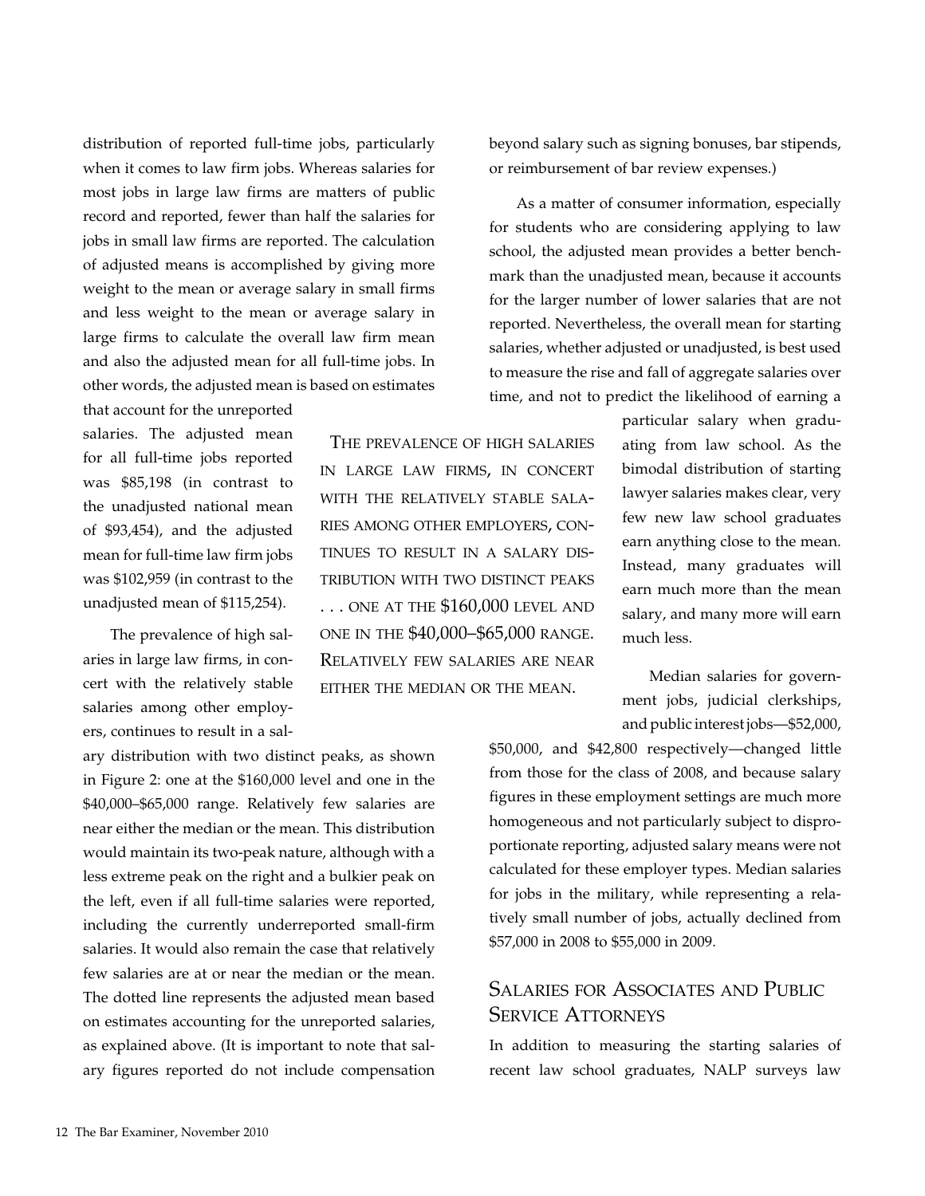distribution of reported full-time jobs, particularly when it comes to law firm jobs. Whereas salaries for most jobs in large law firms are matters of public record and reported, fewer than half the salaries for jobs in small law firms are reported. The calculation of adjusted means is accomplished by giving more weight to the mean or average salary in small firms and less weight to the mean or average salary in large firms to calculate the overall law firm mean and also the adjusted mean for all full-time jobs. In other words, the adjusted mean is based on estimates that account for the unreported salaries. The adjusted mean for all full-time jobs reported was $85,198 (in contrast to the unadjusted national mean of $93,454), and the adjusted mean for full-time law firm jobs was $102,959 (in contrast to the unadjusted mean of $115,254).

The prevalence of high salaries in large law firms, in concert with the relatively stable salaries among other employers, continues to result in a salary distribution with two distinct peaks, as shown in Figure 2: one at the $160,000 level and one in the $40,000–$65,000 range. Relatively few salaries are near either the median or the mean. This distribution would maintain its two-peak nature, although with a less extreme peak on the right and a bulkier peak on the left, even if all full-time salaries were reported, including the currently underreported small-firm salaries. It would also remain the case that relatively few salaries are at or near the median or the mean. The dotted line represents the adjusted mean based on estimates accounting for the unreported salaries, as explained above. (It is important to note that salary figures reported do not include compensation beyond salary such as signing bonuses, bar stipends, or reimbursement of bar review expenses.)

> The prevalence of high salaries in large law firms, in concert with the relatively stable salaries among other employers, continues to result in a salary distribution with two distinct peaks . . . one at the $160,000 level and one in the $40,000–$65,000 range. Relatively few salaries are near either the median or the mean.

As a matter of consumer information, especially for students who are considering applying to law school, the adjusted mean provides a better benchmark than the unadjusted mean, because it accounts for the larger number of lower salaries that are not reported. Nevertheless, the overall mean for starting salaries, whether adjusted or unadjusted, is best used to measure the rise and fall of aggregate salaries over time, and not to predict the likelihood of earning a particular salary when graduating from law school. As the bimodal distribution of starting lawyer salaries makes clear, very few new law school graduates earn anything close to the mean. Instead, many graduates will earn much more than the mean salary, and many more will earn much less.

Median salaries for government jobs, judicial clerkships, and public interest jobs—$52,000, $50,000, and $42,800 respectively—changed little from those for the class of 2008, and because salary figures in these employment settings are much more homogeneous and not particularly subject to disproportionate reporting, adjusted salary means were not calculated for these employer types. Median salaries for jobs in the military, while representing a relatively small number of jobs, actually declined from $57,000 in 2008 to $55,000 in 2009.

## Salaries for Associates and Public Service Attorneys

In addition to measuring the starting salaries of recent law school graduates, NALP surveys law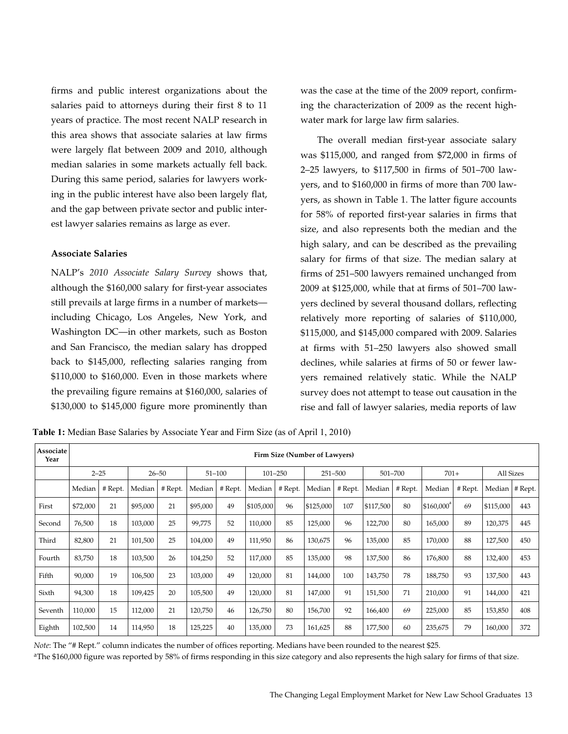firms and public interest organizations about the salaries paid to attorneys during their first 8 to 11 years of practice. The most recent NALP research in this area shows that associate salaries at law firms were largely flat between 2009 and 2010, although median salaries in some markets actually fell back. During this same period, salaries for lawyers working in the public interest have also been largely flat, and the gap between private sector and public interest lawyer salaries remains as large as ever.

**Associate Salaries**

NALP's *2010 Associate Salary Survey* shows that, although the $160,000 salary for first-year associates still prevails at large firms in a number of markets—including Chicago, Los Angeles, New York, and Washington DC—in other markets, such as Boston and San Francisco, the median salary has dropped back to $145,000, reflecting salaries ranging from $110,000 to $160,000. Even in those markets where the prevailing figure remains at $160,000, salaries of $130,000 to $145,000 figure more prominently than was the case at the time of the 2009 report, confirming the characterization of 2009 as the recent high-water mark for large law firm salaries.

The overall median first-year associate salary was $115,000, and ranged from $72,000 in firms of 2–25 lawyers, to $117,500 in firms of 501–700 lawyers, and to $160,000 in firms of more than 700 lawyers, as shown in Table 1. The latter figure accounts for 58% of reported first-year salaries in firms that size, and also represents both the median and the high salary, and can be described as the prevailing salary for firms of that size. The median salary at firms of 251–500 lawyers remained unchanged from 2009 at $125,000, while that at firms of 501–700 lawyers declined by several thousand dollars, reflecting relatively more reporting of salaries of $110,000, $115,000, and $145,000 compared with 2009. Salaries at firms with 51–250 lawyers also showed small declines, while salaries at firms of 50 or fewer lawyers remained relatively static. While the NALP survey does not attempt to tease out causation in the rise and fall of lawyer salaries, media reports of law

**Table 1:** Median Base Salaries by Associate Year and Firm Size (as of April 1, 2010)

| Associate Year | Firm Size (Number of Lawyers) | | | | | | | | | | | | | | | |
|---|---|---|---|---|---|---|---|---|---|---|---|---|---|---|---|---|
| | 2–25 | | 26–50 | | 51–100 | | 101–250 | | 251–500 | | 501–700 | | 701+ | | All Sizes | |
| | Median | # Rept. | Median | # Rept. | Median | # Rept. | Median | # Rept. | Median | # Rept. | Median | # Rept. | Median | # Rept. | Median | # Rept. |
| First | $72,000 | 21 | $95,000 | 21 | $95,000 | 49 | $105,000 | 96 | $125,000 | 107 | $117,500 | 80 | $160,000[a] | 69 | $115,000 | 443 |
| Second | 76,500 | 18 | 103,000 | 25 | 99,775 | 52 | 110,000 | 85 | 125,000 | 96 | 122,700 | 80 | 165,000 | 89 | 120,375 | 445 |
| Third | 82,800 | 21 | 101,500 | 25 | 104,000 | 49 | 111,950 | 86 | 130,675 | 96 | 135,000 | 85 | 170,000 | 88 | 127,500 | 450 |
| Fourth | 83,750 | 18 | 103,500 | 26 | 104,250 | 52 | 117,000 | 85 | 135,000 | 98 | 137,500 | 86 | 176,800 | 88 | 132,400 | 453 |
| Fifth | 90,000 | 19 | 106,500 | 23 | 103,000 | 49 | 120,000 | 81 | 144,000 | 100 | 143,750 | 78 | 188,750 | 93 | 137,500 | 443 |
| Sixth | 94,300 | 18 | 109,425 | 20 | 105,500 | 49 | 120,000 | 81 | 147,000 | 91 | 151,500 | 71 | 210,000 | 91 | 144,000 | 421 |
| Seventh | 110,000 | 15 | 112,000 | 21 | 120,750 | 46 | 126,750 | 80 | 156,700 | 92 | 166,400 | 69 | 225,000 | 85 | 153,850 | 408 |
| Eighth | 102,500 | 14 | 114,950 | 18 | 125,225 | 40 | 135,000 | 73 | 161,625 | 88 | 177,500 | 60 | 235,675 | 79 | 160,000 | 372 |

*Note*: The "# Rept." column indicates the number of offices reporting. Medians have been rounded to the nearest $25.

[a]The $160,000 figure was reported by 58% of firms responding in this size category and also represents the high salary for firms of that size.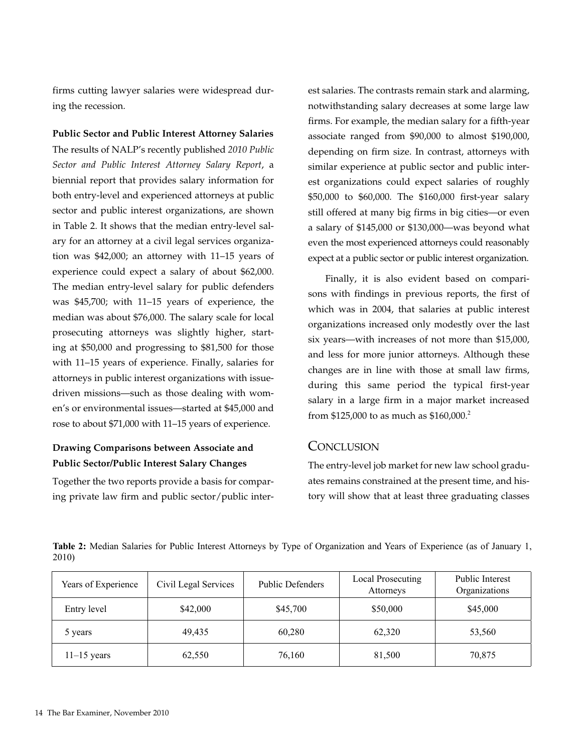firms cutting lawyer salaries were widespread during the recession.

**Public Sector and Public Interest Attorney Salaries**

The results of NALP's recently published *2010 Public Sector and Public Interest Attorney Salary Report*, a biennial report that provides salary information for both entry-level and experienced attorneys at public sector and public interest organizations, are shown in Table 2. It shows that the median entry-level salary for an attorney at a civil legal services organization was $42,000; an attorney with 11–15 years of experience could expect a salary of about $62,000. The median entry-level salary for public defenders was $45,700; with 11–15 years of experience, the median was about $76,000. The salary scale for local prosecuting attorneys was slightly higher, starting at $50,000 and progressing to $81,500 for those with 11–15 years of experience. Finally, salaries for attorneys in public interest organizations with issue-driven missions—such as those dealing with women's or environmental issues—started at $45,000 and rose to about $71,000 with 11–15 years of experience.

**Drawing Comparisons between Associate and Public Sector/Public Interest Salary Changes**

Together the two reports provide a basis for comparing private law firm and public sector/public interest salaries. The contrasts remain stark and alarming, notwithstanding salary decreases at some large law firms. For example, the median salary for a fifth-year associate ranged from $90,000 to almost $190,000, depending on firm size. In contrast, attorneys with similar experience at public sector and public interest organizations could expect salaries of roughly $50,000 to $60,000. The $160,000 first-year salary still offered at many big firms in big cities—or even a salary of $145,000 or $130,000—was beyond what even the most experienced attorneys could reasonably expect at a public sector or public interest organization.

Finally, it is also evident based on comparisons with findings in previous reports, the first of which was in 2004, that salaries at public interest organizations increased only modestly over the last six years—with increases of not more than $15,000, and less for more junior attorneys. Although these changes are in line with those at small law firms, during this same period the typical first-year salary in a large firm in a major market increased from $125,000 to as much as $160,000.[2]

## Conclusion

The entry-level job market for new law school graduates remains constrained at the present time, and history will show that at least three graduating classes

**Table 2:** Median Salaries for Public Interest Attorneys by Type of Organization and Years of Experience (as of January 1, 2010)

| Years of Experience | Civil Legal Services | Public Defenders | Local Prosecuting Attorneys | Public Interest Organizations |
|---|---|---|---|---|
| Entry level | $42,000 | $45,700 | $50,000 | $45,000 |
| 5 years | 49,435 | 60,280 | 62,320 | 53,560 |
| 11–15 years | 62,550 | 76,160 | 81,500 | 70,875 |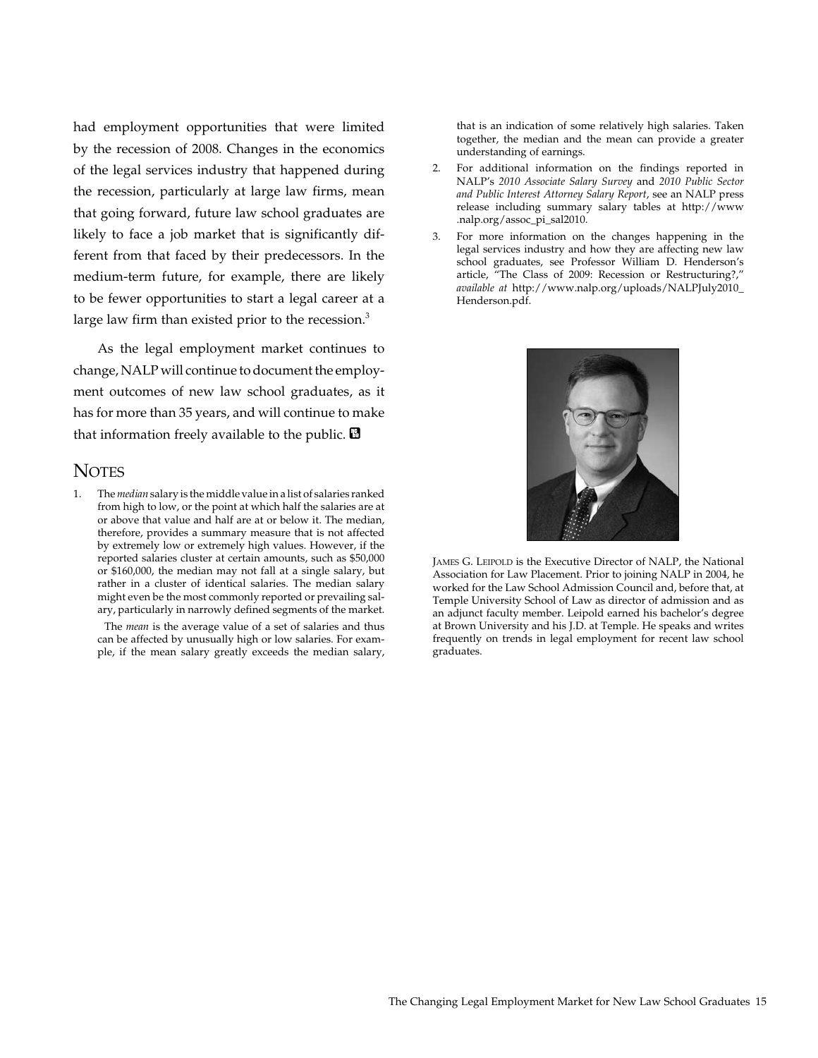had employment opportunities that were limited by the recession of 2008. Changes in the economics of the legal services industry that happened during the recession, particularly at large law firms, mean that going forward, future law school graduates are likely to face a job market that is significantly different from that faced by their predecessors. In the medium-term future, for example, there are likely to be fewer opportunities to start a legal career at a large law firm than existed prior to the recession.[3]

As the legal employment market continues to change, NALP will continue to document the employment outcomes of new law school graduates, as it has for more than 35 years, and will continue to make that information freely available to the public.

## Notes

1. The *median* salary is the middle value in a list of salaries ranked from high to low, or the point at which half the salaries are at or above that value and half are at or below it. The median, therefore, provides a summary measure that is not affected by extremely low or extremely high values. However, if the reported salaries cluster at certain amounts, such as $50,000 or $160,000, the median may not fall at a single salary, but rather in a cluster of identical salaries. The median salary might even be the most commonly reported or prevailing salary, particularly in narrowly defined segments of the market.

   The *mean* is the average value of a set of salaries and thus can be affected by unusually high or low salaries. For example, if the mean salary greatly exceeds the median salary, that is an indication of some relatively high salaries. Taken together, the median and the mean can provide a greater understanding of earnings.

2. For additional information on the findings reported in NALP's *2010 Associate Salary Survey* and *2010 Public Sector and Public Interest Attorney Salary Report*, see an NALP press release including summary salary tables at http://www.nalp.org/assoc_pi_sal2010.

3. For more information on the changes happening in the legal services industry and how they are affecting new law school graduates, see Professor William D. Henderson's article, "The Class of 2009: Recession or Restructuring?," *available at* http://www.nalp.org/uploads/NALPJuly2010_Henderson.pdf.

James G. Leipold is the Executive Director of NALP, the National Association for Law Placement. Prior to joining NALP in 2004, he worked for the Law School Admission Council and, before that, at Temple University School of Law as director of admission and as an adjunct faculty member. Leipold earned his bachelor's degree at Brown University and his J.D. at Temple. He speaks and writes frequently on trends in legal employment for recent law school graduates.